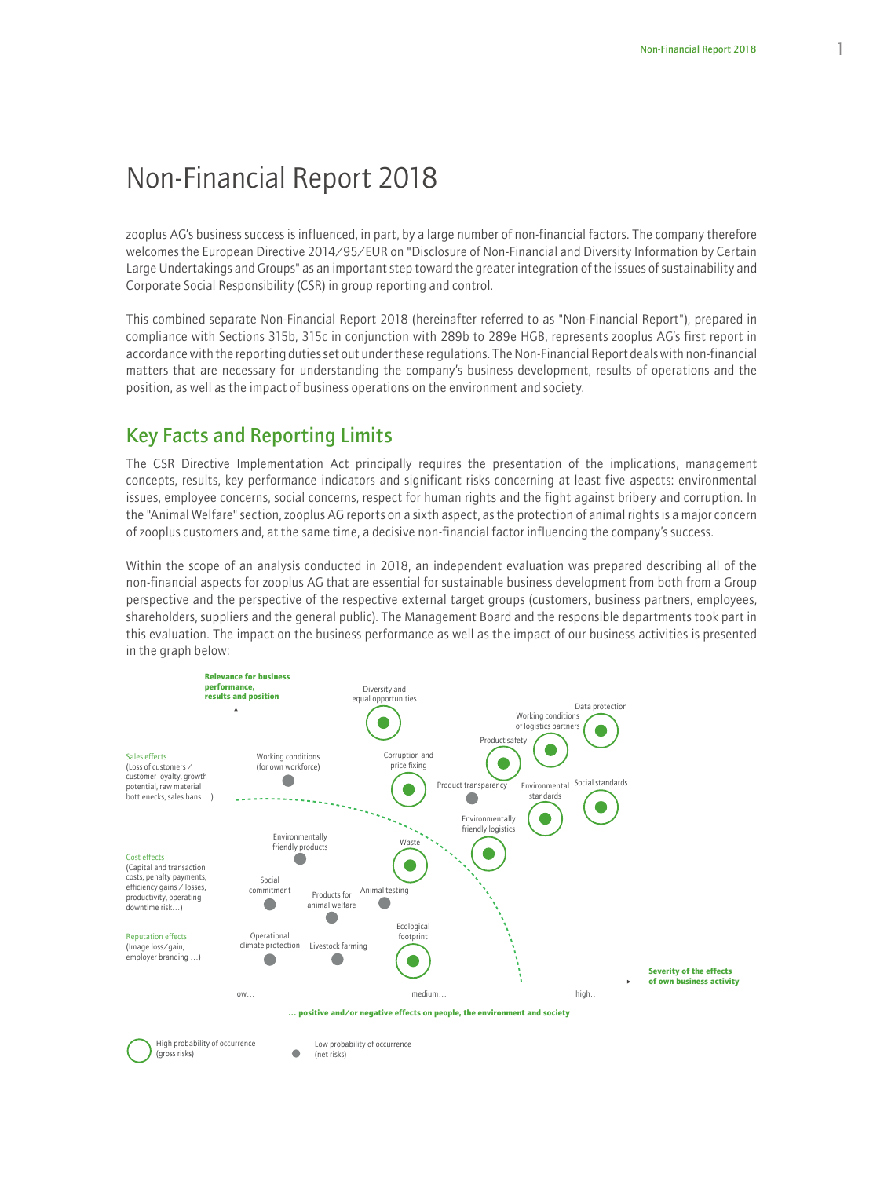# Non-Financial Report 2018

zooplus AG's business success is influenced, in part, by a large number of non-financial factors. The company therefore welcomes the European Directive 2014/95/EUR on "Disclosure of Non-Financial and Diversity Information by Certain Large Undertakings and Groups" as an important step toward the greater integration of the issues of sustainability and Corporate Social Responsibility (CSR) in group reporting and control.

This combined separate Non-Financial Report 2018 (hereinafter referred to as "Non-Financial Report"), prepared in compliance with Sections 315b, 315c in conjunction with 289b to 289e HGB, represents zooplus AG's first report in accordance with the reporting duties set out under these regulations. The Non-Financial Report deals with non-financial matters that are necessary for understanding the company's business development, results of operations and the position, as well as the impact of business operations on the environment and society.

## Key Facts and Reporting Limits

The CSR Directive Implementation Act principally requires the presentation of the implications, management concepts, results, key performance indicators and significant risks concerning at least five aspects: environmental issues, employee concerns, social concerns, respect for human rights and the fight against bribery and corruption. In the "Animal Welfare" section, zooplus AG reports on a sixth aspect, as the protection of animal rights is a major concern of zooplus customers and, at the same time, a decisive non-financial factor influencing the company's success.

Within the scope of an analysis conducted in 2018, an independent evaluation was prepared describing all of the non-financial aspects for zooplus AG that are essential for sustainable business development from both from a Group perspective and the perspective of the respective external target groups (customers, business partners, employees, shareholders, suppliers and the general public). The Management Board and the responsible departments took part in this evaluation. The impact on the business performance as well as the impact of our business activities is presented in the graph below:

**Relevance for business performance, results and position**

Sales effects (Loss of customers / customer loyalty, growth potential, raw material bottlenecks, sales bans …)

Cost effects (Capital and transaction costs, penalty payments, efficiency gains / losses, productivity, operating downtime risk…)

Reputation effects (Image loss/gain, employer branding …)

Diversity and equal opportunities; Data protection; Working conditions of logistics partners; Product safety; Working conditions (for own workforce); Corruption and price fixing; Product transparency; Environmental standards; Social standards; Environmentally friendly logistics; Environmentally friendly products; Waste; Social commitment; Products for animal welfare; Animal testing; Ecological footprint; Operational climate protection; Livestock farming

low… medium… high…

**Severity of the effects of own business activity**

**… positive and/or negative effects on people, the environment and society**

High probability of occurrence (gross risks)

Low probability of occurrence (net risks)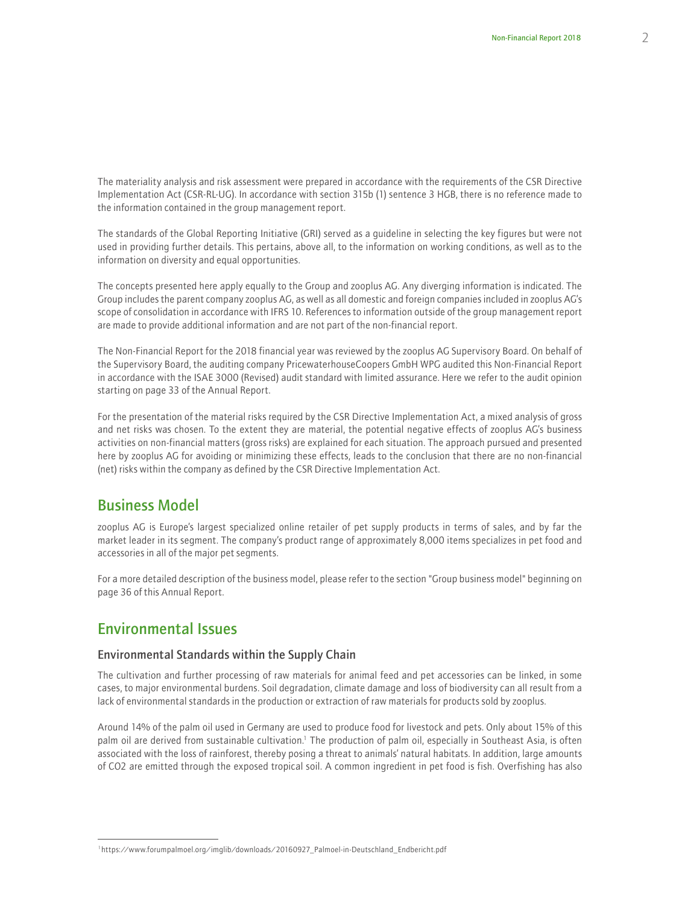The materiality analysis and risk assessment were prepared in accordance with the requirements of the CSR Directive Implementation Act (CSR-RL-UG). In accordance with section 315b (1) sentence 3 HGB, there is no reference made to the information contained in the group management report.

The standards of the Global Reporting Initiative (GRI) served as a guideline in selecting the key figures but were not used in providing further details. This pertains, above all, to the information on working conditions, as well as to the information on diversity and equal opportunities.

The concepts presented here apply equally to the Group and zooplus AG. Any diverging information is indicated. The Group includes the parent company zooplus AG, as well as all domestic and foreign companies included in zooplus AG's scope of consolidation in accordance with IFRS 10. References to information outside of the group management report are made to provide additional information and are not part of the non-financial report.

The Non-Financial Report for the 2018 financial year was reviewed by the zooplus AG Supervisory Board. On behalf of the Supervisory Board, the auditing company PricewaterhouseCoopers GmbH WPG audited this Non-Financial Report in accordance with the ISAE 3000 (Revised) audit standard with limited assurance. Here we refer to the audit opinion starting on page 33 of the Annual Report.

For the presentation of the material risks required by the CSR Directive Implementation Act, a mixed analysis of gross and net risks was chosen. To the extent they are material, the potential negative effects of zooplus AG's business activities on non-financial matters (gross risks) are explained for each situation. The approach pursued and presented here by zooplus AG for avoiding or minimizing these effects, leads to the conclusion that there are no non-financial (net) risks within the company as defined by the CSR Directive Implementation Act.

## Business Model

zooplus AG is Europe's largest specialized online retailer of pet supply products in terms of sales, and by far the market leader in its segment. The company's product range of approximately 8,000 items specializes in pet food and accessories in all of the major pet segments.

For a more detailed description of the business model, please refer to the section "Group business model" beginning on page 36 of this Annual Report.

## Environmental Issues

### Environmental Standards within the Supply Chain

The cultivation and further processing of raw materials for animal feed and pet accessories can be linked, in some cases, to major environmental burdens. Soil degradation, climate damage and loss of biodiversity can all result from a lack of environmental standards in the production or extraction of raw materials for products sold by zooplus.

Around 14% of the palm oil used in Germany are used to produce food for livestock and pets. Only about 15% of this palm oil are derived from sustainable cultivation.[1] The production of palm oil, especially in Southeast Asia, is often associated with the loss of rainforest, thereby posing a threat to animals' natural habitats. In addition, large amounts of $CO_2$ are emitted through the exposed tropical soil. A common ingredient in pet food is fish. Overfishing has also

[1] https://www.forumpalmoel.org/imglib/downloads/20160927_Palmoel-in-Deutschland_Endbericht.pdf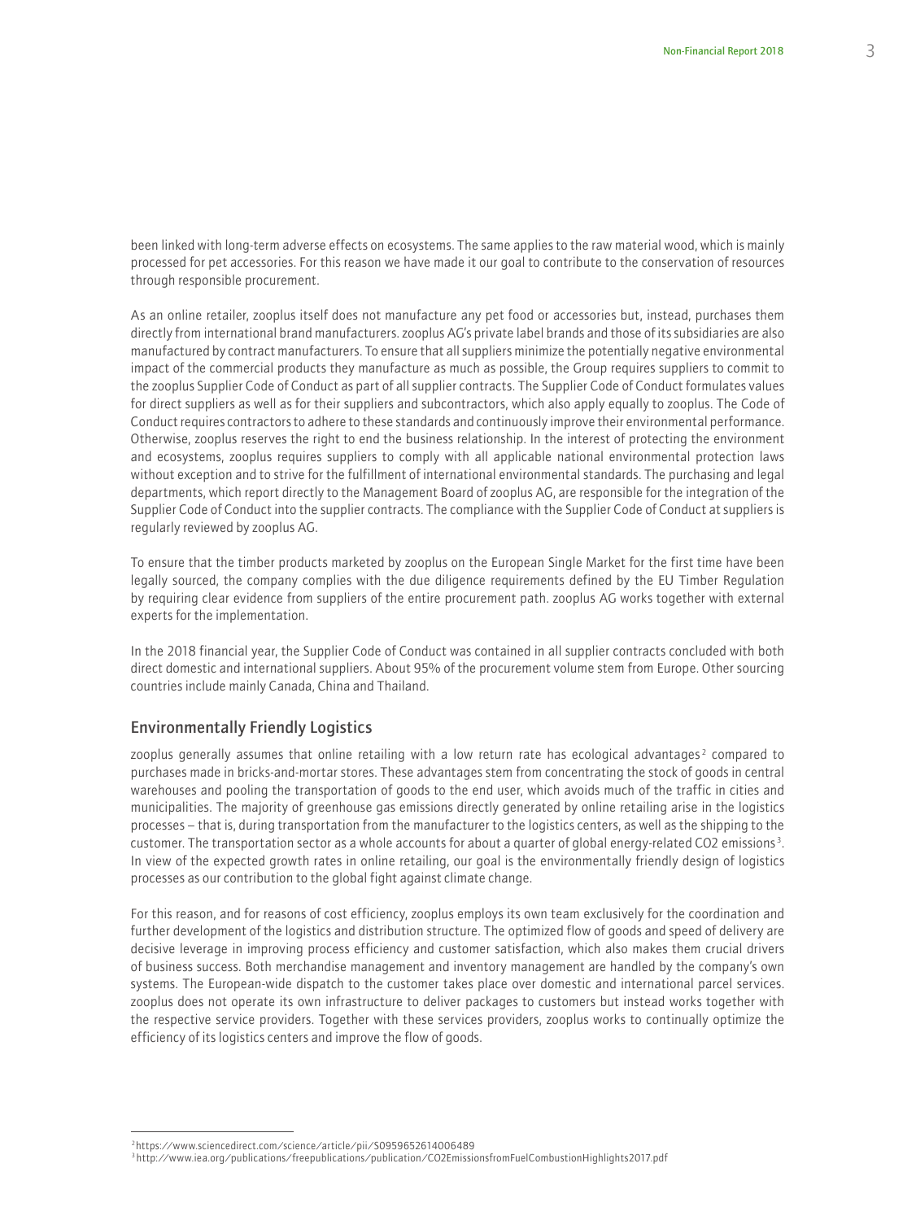been linked with long-term adverse effects on ecosystems. The same applies to the raw material wood, which is mainly processed for pet accessories. For this reason we have made it our goal to contribute to the conservation of resources through responsible procurement.

As an online retailer, zooplus itself does not manufacture any pet food or accessories but, instead, purchases them directly from international brand manufacturers. zooplus AG's private label brands and those of its subsidiaries are also manufactured by contract manufacturers. To ensure that all suppliers minimize the potentially negative environmental impact of the commercial products they manufacture as much as possible, the Group requires suppliers to commit to the zooplus Supplier Code of Conduct as part of all supplier contracts. The Supplier Code of Conduct formulates values for direct suppliers as well as for their suppliers and subcontractors, which also apply equally to zooplus. The Code of Conduct requires contractors to adhere to these standards and continuously improve their environmental performance. Otherwise, zooplus reserves the right to end the business relationship. In the interest of protecting the environment and ecosystems, zooplus requires suppliers to comply with all applicable national environmental protection laws without exception and to strive for the fulfillment of international environmental standards. The purchasing and legal departments, which report directly to the Management Board of zooplus AG, are responsible for the integration of the Supplier Code of Conduct into the supplier contracts. The compliance with the Supplier Code of Conduct at suppliers is regularly reviewed by zooplus AG.

To ensure that the timber products marketed by zooplus on the European Single Market for the first time have been legally sourced, the company complies with the due diligence requirements defined by the EU Timber Regulation by requiring clear evidence from suppliers of the entire procurement path. zooplus AG works together with external experts for the implementation.

In the 2018 financial year, the Supplier Code of Conduct was contained in all supplier contracts concluded with both direct domestic and international suppliers. About 95% of the procurement volume stem from Europe. Other sourcing countries include mainly Canada, China and Thailand.

## Environmentally Friendly Logistics

zooplus generally assumes that online retailing with a low return rate has ecological advantages[2] compared to purchases made in bricks-and-mortar stores. These advantages stem from concentrating the stock of goods in central warehouses and pooling the transportation of goods to the end user, which avoids much of the traffic in cities and municipalities. The majority of greenhouse gas emissions directly generated by online retailing arise in the logistics processes – that is, during transportation from the manufacturer to the logistics centers, as well as the shipping to the customer. The transportation sector as a whole accounts for about a quarter of global energy-related $CO_2$ emissions[3]. In view of the expected growth rates in online retailing, our goal is the environmentally friendly design of logistics processes as our contribution to the global fight against climate change.

For this reason, and for reasons of cost efficiency, zooplus employs its own team exclusively for the coordination and further development of the logistics and distribution structure. The optimized flow of goods and speed of delivery are decisive leverage in improving process efficiency and customer satisfaction, which also makes them crucial drivers of business success. Both merchandise management and inventory management are handled by the company's own systems. The European-wide dispatch to the customer takes place over domestic and international parcel services. zooplus does not operate its own infrastructure to deliver packages to customers but instead works together with the respective service providers. Together with these services providers, zooplus works to continually optimize the efficiency of its logistics centers and improve the flow of goods.

---

[2] https://www.sciencedirect.com/science/article/pii/S0959652614006489

[3] http://www.iea.org/publications/freepublications/publication/CO2EmissionsfromFuelCombustionHighlights2017.pdf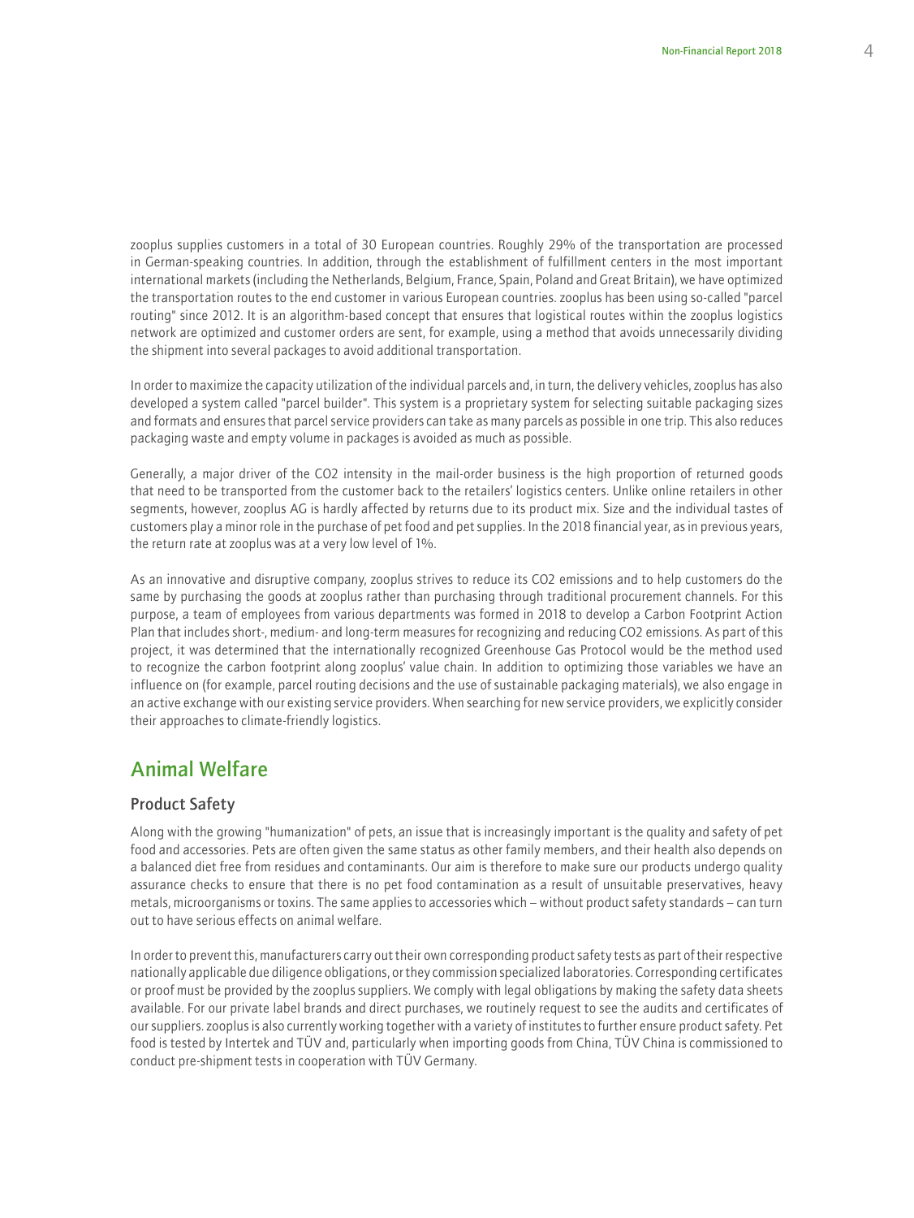zooplus supplies customers in a total of 30 European countries. Roughly 29% of the transportation are processed in German-speaking countries. In addition, through the establishment of fulfillment centers in the most important international markets (including the Netherlands, Belgium, France, Spain, Poland and Great Britain), we have optimized the transportation routes to the end customer in various European countries. zooplus has been using so-called "parcel routing" since 2012. It is an algorithm-based concept that ensures that logistical routes within the zooplus logistics network are optimized and customer orders are sent, for example, using a method that avoids unnecessarily dividing the shipment into several packages to avoid additional transportation.

In order to maximize the capacity utilization of the individual parcels and, in turn, the delivery vehicles, zooplus has also developed a system called "parcel builder". This system is a proprietary system for selecting suitable packaging sizes and formats and ensures that parcel service providers can take as many parcels as possible in one trip. This also reduces packaging waste and empty volume in packages is avoided as much as possible.

Generally, a major driver of the $CO_2$ intensity in the mail-order business is the high proportion of returned goods that need to be transported from the customer back to the retailers' logistics centers. Unlike online retailers in other segments, however, zooplus AG is hardly affected by returns due to its product mix. Size and the individual tastes of customers play a minor role in the purchase of pet food and pet supplies. In the 2018 financial year, as in previous years, the return rate at zooplus was at a very low level of 1%.

As an innovative and disruptive company, zooplus strives to reduce its $CO_2$ emissions and to help customers do the same by purchasing the goods at zooplus rather than purchasing through traditional procurement channels. For this purpose, a team of employees from various departments was formed in 2018 to develop a Carbon Footprint Action Plan that includes short-, medium- and long-term measures for recognizing and reducing $CO_2$ emissions. As part of this project, it was determined that the internationally recognized Greenhouse Gas Protocol would be the method used to recognize the carbon footprint along zooplus' value chain. In addition to optimizing those variables we have an influence on (for example, parcel routing decisions and the use of sustainable packaging materials), we also engage in an active exchange with our existing service providers. When searching for new service providers, we explicitly consider their approaches to climate-friendly logistics.

## Animal Welfare

### Product Safety

Along with the growing "humanization" of pets, an issue that is increasingly important is the quality and safety of pet food and accessories. Pets are often given the same status as other family members, and their health also depends on a balanced diet free from residues and contaminants. Our aim is therefore to make sure our products undergo quality assurance checks to ensure that there is no pet food contamination as a result of unsuitable preservatives, heavy metals, microorganisms or toxins. The same applies to accessories which – without product safety standards – can turn out to have serious effects on animal welfare.

In order to prevent this, manufacturers carry out their own corresponding product safety tests as part of their respective nationally applicable due diligence obligations, or they commission specialized laboratories. Corresponding certificates or proof must be provided by the zooplus suppliers. We comply with legal obligations by making the safety data sheets available. For our private label brands and direct purchases, we routinely request to see the audits and certificates of our suppliers. zooplus is also currently working together with a variety of institutes to further ensure product safety. Pet food is tested by Intertek and TÜV and, particularly when importing goods from China, TÜV China is commissioned to conduct pre-shipment tests in cooperation with TÜV Germany.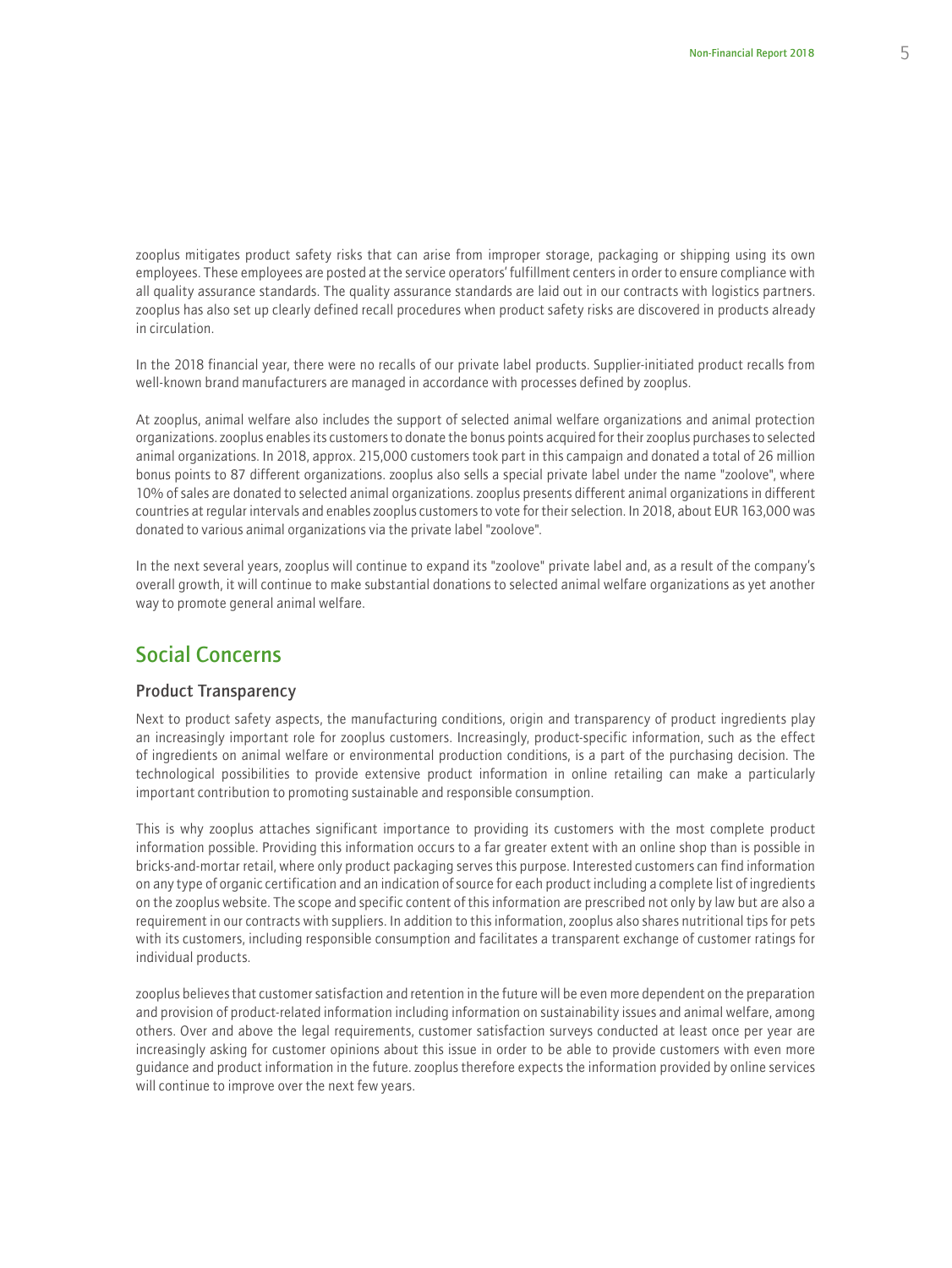zooplus mitigates product safety risks that can arise from improper storage, packaging or shipping using its own employees. These employees are posted at the service operators' fulfillment centers in order to ensure compliance with all quality assurance standards. The quality assurance standards are laid out in our contracts with logistics partners. zooplus has also set up clearly defined recall procedures when product safety risks are discovered in products already in circulation.

In the 2018 financial year, there were no recalls of our private label products. Supplier-initiated product recalls from well-known brand manufacturers are managed in accordance with processes defined by zooplus.

At zooplus, animal welfare also includes the support of selected animal welfare organizations and animal protection organizations. zooplus enables its customers to donate the bonus points acquired for their zooplus purchases to selected animal organizations. In 2018, approx. 215,000 customers took part in this campaign and donated a total of 26 million bonus points to 87 different organizations. zooplus also sells a special private label under the name "zoolove", where 10% of sales are donated to selected animal organizations. zooplus presents different animal organizations in different countries at regular intervals and enables zooplus customers to vote for their selection. In 2018, about EUR 163,000 was donated to various animal organizations via the private label "zoolove".

In the next several years, zooplus will continue to expand its "zoolove" private label and, as a result of the company's overall growth, it will continue to make substantial donations to selected animal welfare organizations as yet another way to promote general animal welfare.

## Social Concerns

### Product Transparency

Next to product safety aspects, the manufacturing conditions, origin and transparency of product ingredients play an increasingly important role for zooplus customers. Increasingly, product-specific information, such as the effect of ingredients on animal welfare or environmental production conditions, is a part of the purchasing decision. The technological possibilities to provide extensive product information in online retailing can make a particularly important contribution to promoting sustainable and responsible consumption.

This is why zooplus attaches significant importance to providing its customers with the most complete product information possible. Providing this information occurs to a far greater extent with an online shop than is possible in bricks-and-mortar retail, where only product packaging serves this purpose. Interested customers can find information on any type of organic certification and an indication of source for each product including a complete list of ingredients on the zooplus website. The scope and specific content of this information are prescribed not only by law but are also a requirement in our contracts with suppliers. In addition to this information, zooplus also shares nutritional tips for pets with its customers, including responsible consumption and facilitates a transparent exchange of customer ratings for individual products.

zooplus believes that customer satisfaction and retention in the future will be even more dependent on the preparation and provision of product-related information including information on sustainability issues and animal welfare, among others. Over and above the legal requirements, customer satisfaction surveys conducted at least once per year are increasingly asking for customer opinions about this issue in order to be able to provide customers with even more guidance and product information in the future. zooplus therefore expects the information provided by online services will continue to improve over the next few years.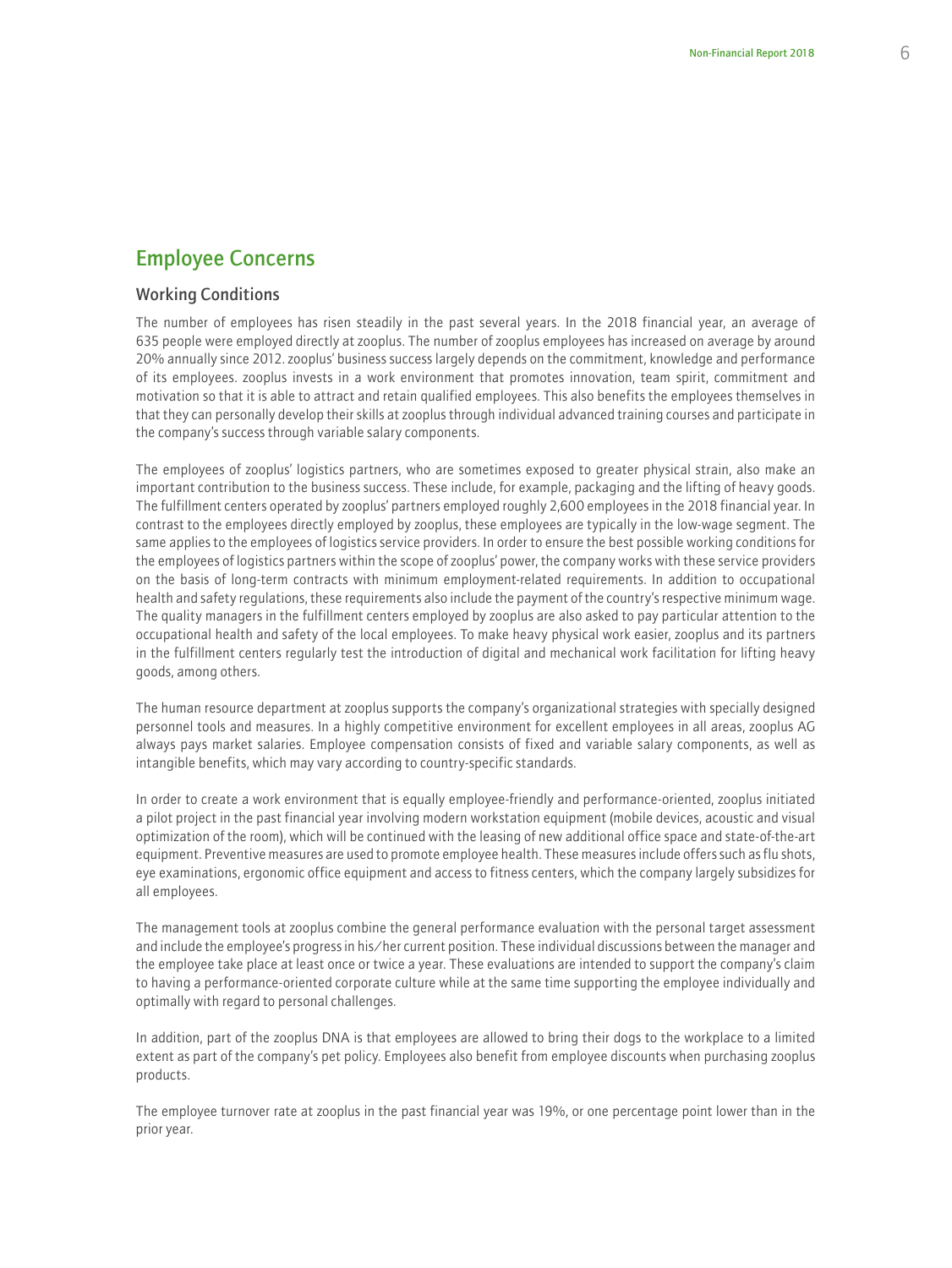## Employee Concerns

### Working Conditions

The number of employees has risen steadily in the past several years. In the 2018 financial year, an average of 635 people were employed directly at zooplus. The number of zooplus employees has increased on average by around 20% annually since 2012. zooplus' business success largely depends on the commitment, knowledge and performance of its employees. zooplus invests in a work environment that promotes innovation, team spirit, commitment and motivation so that it is able to attract and retain qualified employees. This also benefits the employees themselves in that they can personally develop their skills at zooplus through individual advanced training courses and participate in the company's success through variable salary components.

The employees of zooplus' logistics partners, who are sometimes exposed to greater physical strain, also make an important contribution to the business success. These include, for example, packaging and the lifting of heavy goods. The fulfillment centers operated by zooplus' partners employed roughly 2,600 employees in the 2018 financial year. In contrast to the employees directly employed by zooplus, these employees are typically in the low-wage segment. The same applies to the employees of logistics service providers. In order to ensure the best possible working conditions for the employees of logistics partners within the scope of zooplus' power, the company works with these service providers on the basis of long-term contracts with minimum employment-related requirements. In addition to occupational health and safety regulations, these requirements also include the payment of the country's respective minimum wage. The quality managers in the fulfillment centers employed by zooplus are also asked to pay particular attention to the occupational health and safety of the local employees. To make heavy physical work easier, zooplus and its partners in the fulfillment centers regularly test the introduction of digital and mechanical work facilitation for lifting heavy goods, among others.

The human resource department at zooplus supports the company's organizational strategies with specially designed personnel tools and measures. In a highly competitive environment for excellent employees in all areas, zooplus AG always pays market salaries. Employee compensation consists of fixed and variable salary components, as well as intangible benefits, which may vary according to country-specific standards.

In order to create a work environment that is equally employee-friendly and performance-oriented, zooplus initiated a pilot project in the past financial year involving modern workstation equipment (mobile devices, acoustic and visual optimization of the room), which will be continued with the leasing of new additional office space and state-of-the-art equipment. Preventive measures are used to promote employee health. These measures include offers such as flu shots, eye examinations, ergonomic office equipment and access to fitness centers, which the company largely subsidizes for all employees.

The management tools at zooplus combine the general performance evaluation with the personal target assessment and include the employee's progress in his/her current position. These individual discussions between the manager and the employee take place at least once or twice a year. These evaluations are intended to support the company's claim to having a performance-oriented corporate culture while at the same time supporting the employee individually and optimally with regard to personal challenges.

In addition, part of the zooplus DNA is that employees are allowed to bring their dogs to the workplace to a limited extent as part of the company's pet policy. Employees also benefit from employee discounts when purchasing zooplus products.

The employee turnover rate at zooplus in the past financial year was 19%, or one percentage point lower than in the prior year.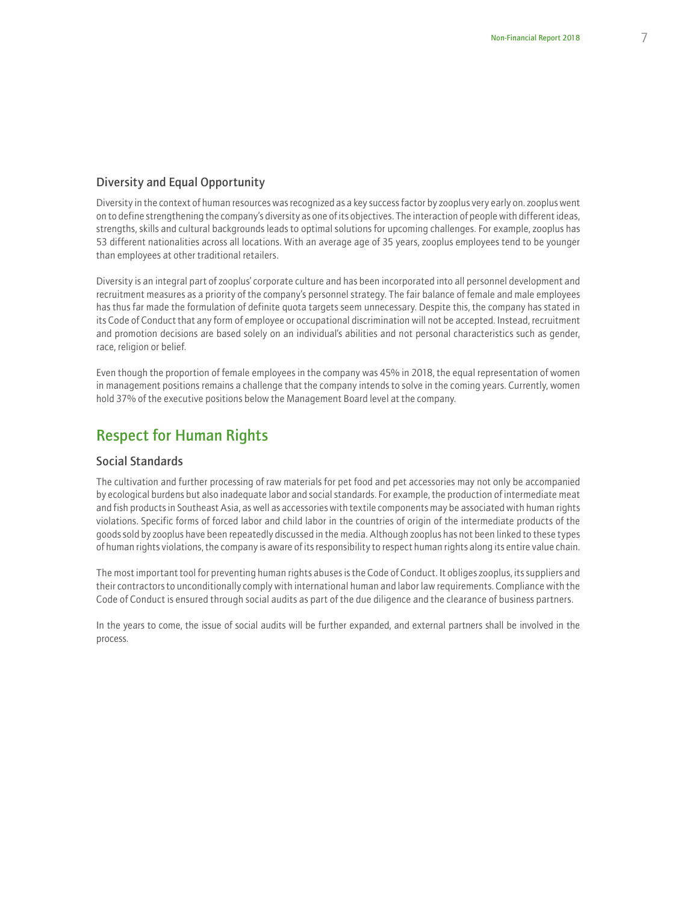### Diversity and Equal Opportunity

Diversity in the context of human resources was recognized as a key success factor by zooplus very early on. zooplus went on to define strengthening the company's diversity as one of its objectives. The interaction of people with different ideas, strengths, skills and cultural backgrounds leads to optimal solutions for upcoming challenges. For example, zooplus has 53 different nationalities across all locations. With an average age of 35 years, zooplus employees tend to be younger than employees at other traditional retailers.

Diversity is an integral part of zooplus' corporate culture and has been incorporated into all personnel development and recruitment measures as a priority of the company's personnel strategy. The fair balance of female and male employees has thus far made the formulation of definite quota targets seem unnecessary. Despite this, the company has stated in its Code of Conduct that any form of employee or occupational discrimination will not be accepted. Instead, recruitment and promotion decisions are based solely on an individual's abilities and not personal characteristics such as gender, race, religion or belief.

Even though the proportion of female employees in the company was 45% in 2018, the equal representation of women in management positions remains a challenge that the company intends to solve in the coming years. Currently, women hold 37% of the executive positions below the Management Board level at the company.

## Respect for Human Rights

### Social Standards

The cultivation and further processing of raw materials for pet food and pet accessories may not only be accompanied by ecological burdens but also inadequate labor and social standards. For example, the production of intermediate meat and fish products in Southeast Asia, as well as accessories with textile components may be associated with human rights violations. Specific forms of forced labor and child labor in the countries of origin of the intermediate products of the goods sold by zooplus have been repeatedly discussed in the media. Although zooplus has not been linked to these types of human rights violations, the company is aware of its responsibility to respect human rights along its entire value chain.

The most important tool for preventing human rights abuses is the Code of Conduct. It obliges zooplus, its suppliers and their contractors to unconditionally comply with international human and labor law requirements. Compliance with the Code of Conduct is ensured through social audits as part of the due diligence and the clearance of business partners.

In the years to come, the issue of social audits will be further expanded, and external partners shall be involved in the process.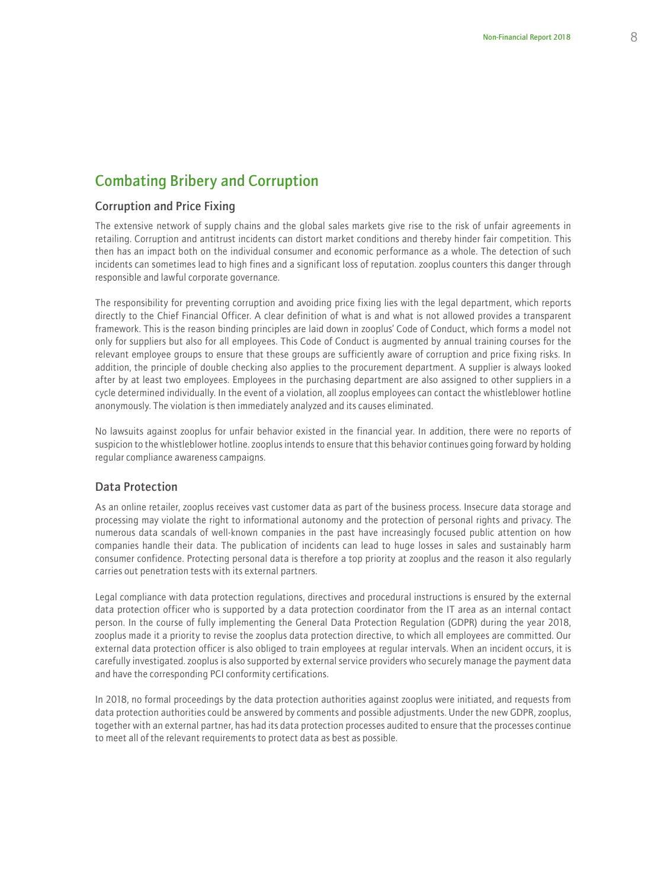## Combating Bribery and Corruption

### Corruption and Price Fixing

The extensive network of supply chains and the global sales markets give rise to the risk of unfair agreements in retailing. Corruption and antitrust incidents can distort market conditions and thereby hinder fair competition. This then has an impact both on the individual consumer and economic performance as a whole. The detection of such incidents can sometimes lead to high fines and a significant loss of reputation. zooplus counters this danger through responsible and lawful corporate governance.

The responsibility for preventing corruption and avoiding price fixing lies with the legal department, which reports directly to the Chief Financial Officer. A clear definition of what is and what is not allowed provides a transparent framework. This is the reason binding principles are laid down in zooplus' Code of Conduct, which forms a model not only for suppliers but also for all employees. This Code of Conduct is augmented by annual training courses for the relevant employee groups to ensure that these groups are sufficiently aware of corruption and price fixing risks. In addition, the principle of double checking also applies to the procurement department. A supplier is always looked after by at least two employees. Employees in the purchasing department are also assigned to other suppliers in a cycle determined individually. In the event of a violation, all zooplus employees can contact the whistleblower hotline anonymously. The violation is then immediately analyzed and its causes eliminated.

No lawsuits against zooplus for unfair behavior existed in the financial year. In addition, there were no reports of suspicion to the whistleblower hotline. zooplus intends to ensure that this behavior continues going forward by holding regular compliance awareness campaigns.

### Data Protection

As an online retailer, zooplus receives vast customer data as part of the business process. Insecure data storage and processing may violate the right to informational autonomy and the protection of personal rights and privacy. The numerous data scandals of well-known companies in the past have increasingly focused public attention on how companies handle their data. The publication of incidents can lead to huge losses in sales and sustainably harm consumer confidence. Protecting personal data is therefore a top priority at zooplus and the reason it also regularly carries out penetration tests with its external partners.

Legal compliance with data protection regulations, directives and procedural instructions is ensured by the external data protection officer who is supported by a data protection coordinator from the IT area as an internal contact person. In the course of fully implementing the General Data Protection Regulation (GDPR) during the year 2018, zooplus made it a priority to revise the zooplus data protection directive, to which all employees are committed. Our external data protection officer is also obliged to train employees at regular intervals. When an incident occurs, it is carefully investigated. zooplus is also supported by external service providers who securely manage the payment data and have the corresponding PCI conformity certifications.

In 2018, no formal proceedings by the data protection authorities against zooplus were initiated, and requests from data protection authorities could be answered by comments and possible adjustments. Under the new GDPR, zooplus, together with an external partner, has had its data protection processes audited to ensure that the processes continue to meet all of the relevant requirements to protect data as best as possible.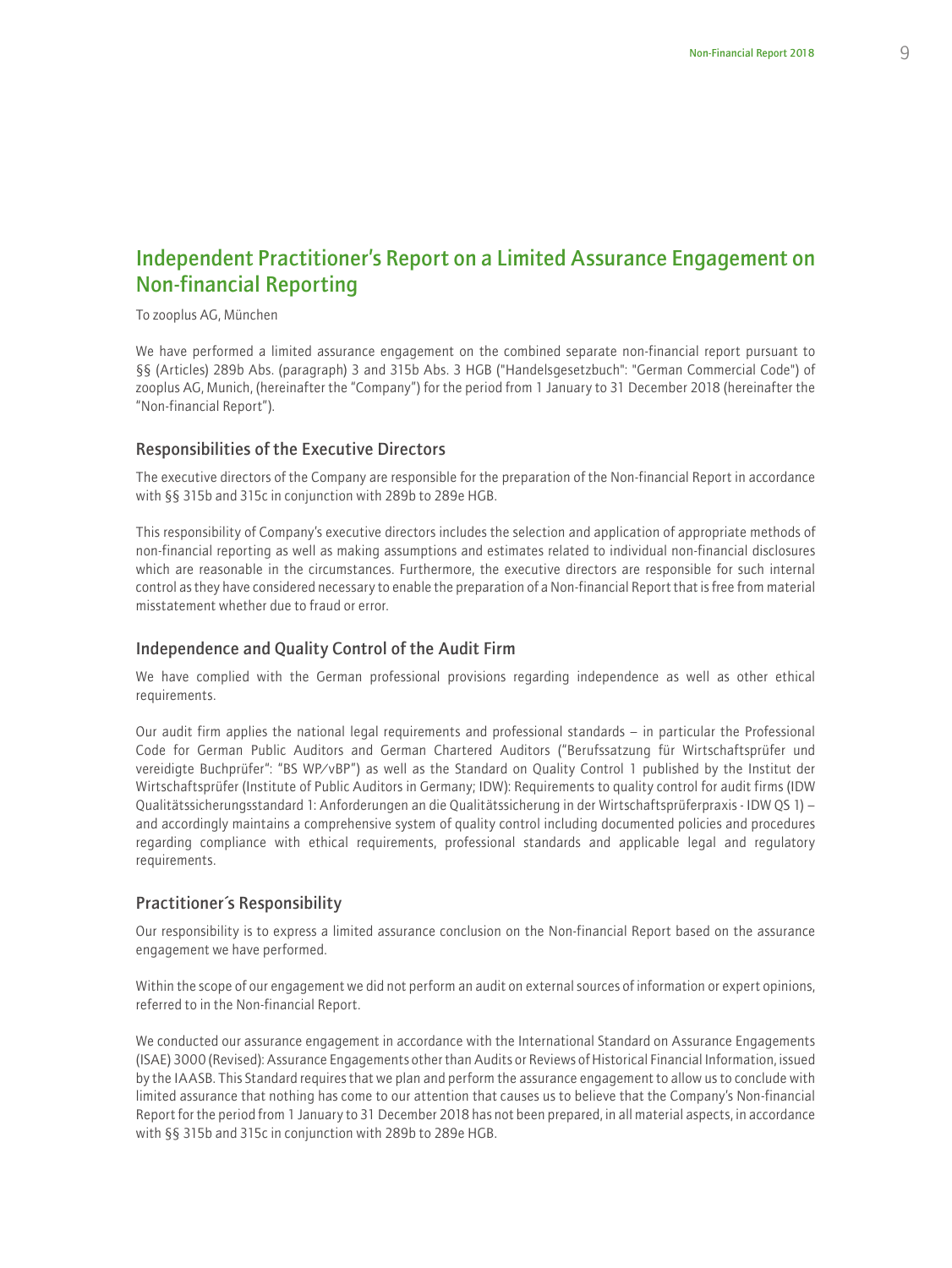# Independent Practitioner's Report on a Limited Assurance Engagement on Non-financial Reporting

To zooplus AG, München

We have performed a limited assurance engagement on the combined separate non-financial report pursuant to §§ (Articles) 289b Abs. (paragraph) 3 and 315b Abs. 3 HGB ("Handelsgesetzbuch": "German Commercial Code") of zooplus AG, Munich, (hereinafter the "Company") for the period from 1 January to 31 December 2018 (hereinafter the "Non-financial Report").

## Responsibilities of the Executive Directors

The executive directors of the Company are responsible for the preparation of the Non-financial Report in accordance with §§ 315b and 315c in conjunction with 289b to 289e HGB.

This responsibility of Company's executive directors includes the selection and application of appropriate methods of non-financial reporting as well as making assumptions and estimates related to individual non-financial disclosures which are reasonable in the circumstances. Furthermore, the executive directors are responsible for such internal control as they have considered necessary to enable the preparation of a Non-financial Report that is free from material misstatement whether due to fraud or error.

## Independence and Quality Control of the Audit Firm

We have complied with the German professional provisions regarding independence as well as other ethical requirements.

Our audit firm applies the national legal requirements and professional standards – in particular the Professional Code for German Public Auditors and German Chartered Auditors ("Berufssatzung für Wirtschaftsprüfer und vereidigte Buchprüfer": "BS WP/vBP") as well as the Standard on Quality Control 1 published by the Institut der Wirtschaftsprüfer (Institute of Public Auditors in Germany; IDW): Requirements to quality control for audit firms (IDW Qualitätssicherungsstandard 1: Anforderungen an die Qualitätssicherung in der Wirtschaftsprüferpraxis - IDW QS 1) – and accordingly maintains a comprehensive system of quality control including documented policies and procedures regarding compliance with ethical requirements, professional standards and applicable legal and regulatory requirements.

## Practitioner´s Responsibility

Our responsibility is to express a limited assurance conclusion on the Non-financial Report based on the assurance engagement we have performed.

Within the scope of our engagement we did not perform an audit on external sources of information or expert opinions, referred to in the Non-financial Report.

We conducted our assurance engagement in accordance with the International Standard on Assurance Engagements (ISAE) 3000 (Revised): Assurance Engagements other than Audits or Reviews of Historical Financial Information, issued by the IAASB. This Standard requires that we plan and perform the assurance engagement to allow us to conclude with limited assurance that nothing has come to our attention that causes us to believe that the Company's Non-financial Report for the period from 1 January to 31 December 2018 has not been prepared, in all material aspects, in accordance with §§ 315b and 315c in conjunction with 289b to 289e HGB.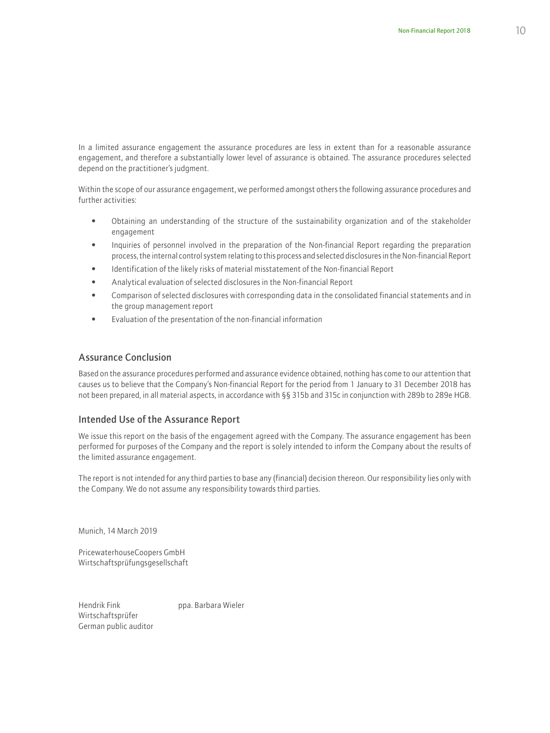In a limited assurance engagement the assurance procedures are less in extent than for a reasonable assurance engagement, and therefore a substantially lower level of assurance is obtained. The assurance procedures selected depend on the practitioner's judgment.

Within the scope of our assurance engagement, we performed amongst others the following assurance procedures and further activities:

- Obtaining an understanding of the structure of the sustainability organization and of the stakeholder engagement
- Inquiries of personnel involved in the preparation of the Non-financial Report regarding the preparation process, the internal control system relating to this process and selected disclosures in the Non-financial Report
- Identification of the likely risks of material misstatement of the Non-financial Report
- Analytical evaluation of selected disclosures in the Non-financial Report
- Comparison of selected disclosures with corresponding data in the consolidated financial statements and in the group management report
- Evaluation of the presentation of the non-financial information

## Assurance Conclusion

Based on the assurance procedures performed and assurance evidence obtained, nothing has come to our attention that causes us to believe that the Company's Non-financial Report for the period from 1 January to 31 December 2018 has not been prepared, in all material aspects, in accordance with §§ 315b and 315c in conjunction with 289b to 289e HGB.

## Intended Use of the Assurance Report

We issue this report on the basis of the engagement agreed with the Company. The assurance engagement has been performed for purposes of the Company and the report is solely intended to inform the Company about the results of the limited assurance engagement.

The report is not intended for any third parties to base any (financial) decision thereon. Our responsibility lies only with the Company. We do not assume any responsibility towards third parties.

Munich, 14 March 2019

PricewaterhouseCoopers GmbH
Wirtschaftsprüfungsgesellschaft

Hendrik Fink
Wirtschaftsprüfer
German public auditor

ppa. Barbara Wieler